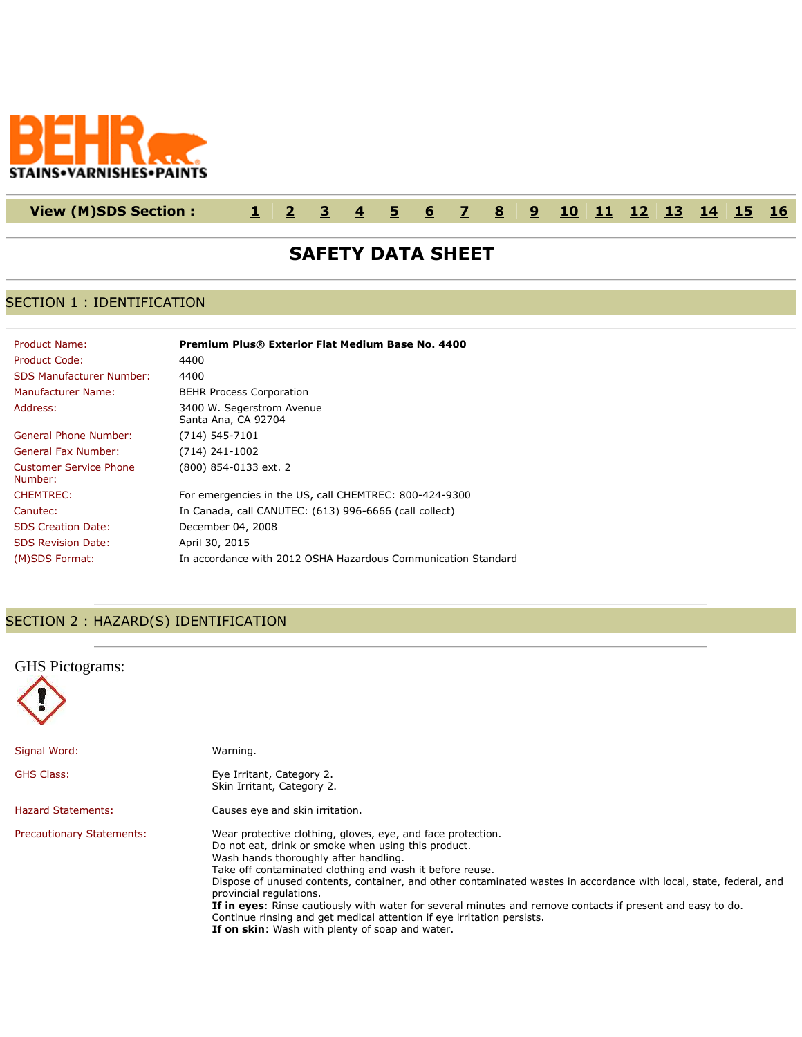BEHR
STAINS•VARNISHES•PAINTS

View (M)SDS Section : 1 2 3 4 5 6 7 8 9 10 11 12 13 14 15 16

# SAFETY DATA SHEET

## SECTION 1 : IDENTIFICATION

| | |
|---|---|
| Product Name: | **Premium Plus® Exterior Flat Medium Base No. 4400** |
| Product Code: | 4400 |
| SDS Manufacturer Number: | 4400 |
| Manufacturer Name: | BEHR Process Corporation |
| Address: | 3400 W. Segerstrom Avenue<br>Santa Ana, CA 92704 |
| General Phone Number: | (714) 545-7101 |
| General Fax Number: | (714) 241-1002 |
| Customer Service Phone Number: | (800) 854-0133 ext. 2 |
| CHEMTREC: | For emergencies in the US, call CHEMTREC: 800-424-9300 |
| Canutec: | In Canada, call CANUTEC: (613) 996-6666 (call collect) |
| SDS Creation Date: | December 04, 2008 |
| SDS Revision Date: | April 30, 2015 |
| (M)SDS Format: | In accordance with 2012 OSHA Hazardous Communication Standard |

## SECTION 2 : HAZARD(S) IDENTIFICATION

GHS Pictograms:

Signal Word: Warning.

GHS Class: Eye Irritant, Category 2.
Skin Irritant, Category 2.

Hazard Statements: Causes eye and skin irritation.

Precautionary Statements:
Wear protective clothing, gloves, eye, and face protection.
Do not eat, drink or smoke when using this product.
Wash hands thoroughly after handling.
Take off contaminated clothing and wash it before reuse.
Dispose of unused contents, container, and other contaminated wastes in accordance with local, state, federal, and provincial regulations.
**If in eyes**: Rinse cautiously with water for several minutes and remove contacts if present and easy to do. Continue rinsing and get medical attention if eye irritation persists.
**If on skin**: Wash with plenty of soap and water.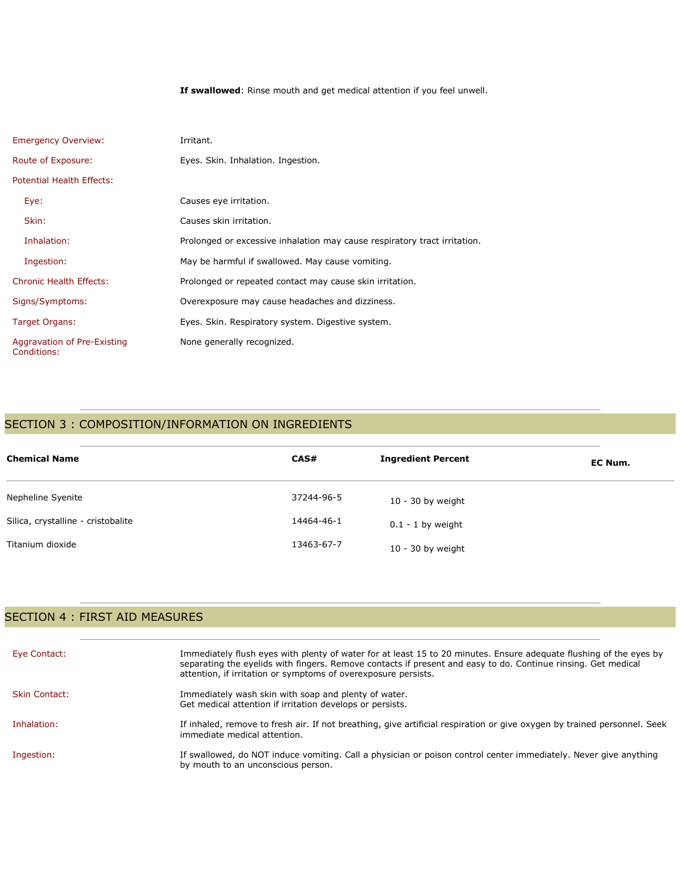**If swallowed**: Rinse mouth and get medical attention if you feel unwell.

| | |
|---|---|
| Emergency Overview: | Irritant. |
| Route of Exposure: | Eyes. Skin. Inhalation. Ingestion. |
| Potential Health Effects: | |
| Eye: | Causes eye irritation. |
| Skin: | Causes skin irritation. |
| Inhalation: | Prolonged or excessive inhalation may cause respiratory tract irritation. |
| Ingestion: | May be harmful if swallowed. May cause vomiting. |
| Chronic Health Effects: | Prolonged or repeated contact may cause skin irritation. |
| Signs/Symptoms: | Overexposure may cause headaches and dizziness. |
| Target Organs: | Eyes. Skin. Respiratory system. Digestive system. |
| Aggravation of Pre-Existing Conditions: | None generally recognized. |

## SECTION 3 : COMPOSITION/INFORMATION ON INGREDIENTS

| Chemical Name | CAS# | Ingredient Percent | EC Num. |
|---|---|---|---|
| Nepheline Syenite | 37244-96-5 | 10 - 30 by weight | |
| Silica, crystalline - cristobalite | 14464-46-1 | 0.1 - 1 by weight | |
| Titanium dioxide | 13463-67-7 | 10 - 30 by weight | |

## SECTION 4 : FIRST AID MEASURES

| | |
|---|---|
| Eye Contact: | Immediately flush eyes with plenty of water for at least 15 to 20 minutes. Ensure adequate flushing of the eyes by separating the eyelids with fingers. Remove contacts if present and easy to do. Continue rinsing. Get medical attention, if irritation or symptoms of overexposure persists. |
| Skin Contact: | Immediately wash skin with soap and plenty of water. Get medical attention if irritation develops or persists. |
| Inhalation: | If inhaled, remove to fresh air. If not breathing, give artificial respiration or give oxygen by trained personnel. Seek immediate medical attention. |
| Ingestion: | If swallowed, do NOT induce vomiting. Call a physician or poison control center immediately. Never give anything by mouth to an unconscious person. |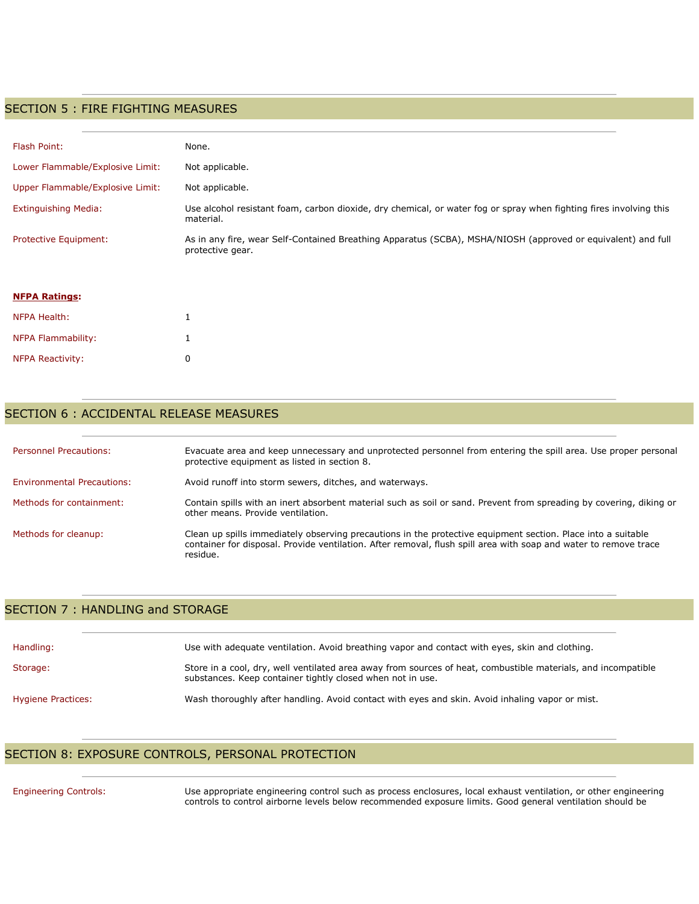## SECTION 5 : FIRE FIGHTING MEASURES

| | |
|---|---|
| Flash Point: | None. |
| Lower Flammable/Explosive Limit: | Not applicable. |
| Upper Flammable/Explosive Limit: | Not applicable. |
| Extinguishing Media: | Use alcohol resistant foam, carbon dioxide, dry chemical, or water fog or spray when fighting fires involving this material. |
| Protective Equipment: | As in any fire, wear Self-Contained Breathing Apparatus (SCBA), MSHA/NIOSH (approved or equivalent) and full protective gear. |

**NFPA Ratings:**

| | |
|---|---|
| NFPA Health: | 1 |
| NFPA Flammability: | 1 |
| NFPA Reactivity: | 0 |

## SECTION 6 : ACCIDENTAL RELEASE MEASURES

| | |
|---|---|
| Personnel Precautions: | Evacuate area and keep unnecessary and unprotected personnel from entering the spill area. Use proper personal protective equipment as listed in section 8. |
| Environmental Precautions: | Avoid runoff into storm sewers, ditches, and waterways. |
| Methods for containment: | Contain spills with an inert absorbent material such as soil or sand. Prevent from spreading by covering, diking or other means. Provide ventilation. |
| Methods for cleanup: | Clean up spills immediately observing precautions in the protective equipment section. Place into a suitable container for disposal. Provide ventilation. After removal, flush spill area with soap and water to remove trace residue. |

## SECTION 7 : HANDLING and STORAGE

| | |
|---|---|
| Handling: | Use with adequate ventilation. Avoid breathing vapor and contact with eyes, skin and clothing. |
| Storage: | Store in a cool, dry, well ventilated area away from sources of heat, combustible materials, and incompatible substances. Keep container tightly closed when not in use. |
| Hygiene Practices: | Wash thoroughly after handling. Avoid contact with eyes and skin. Avoid inhaling vapor or mist. |

## SECTION 8: EXPOSURE CONTROLS, PERSONAL PROTECTION

| | |
|---|---|
| Engineering Controls: | Use appropriate engineering control such as process enclosures, local exhaust ventilation, or other engineering controls to control airborne levels below recommended exposure limits. Good general ventilation should be |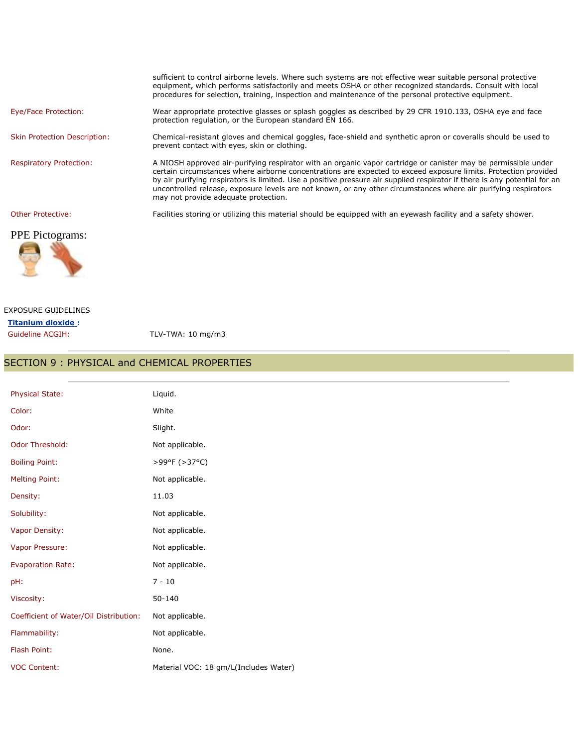sufficient to control airborne levels. Where such systems are not effective wear suitable personal protective equipment, which performs satisfactorily and meets OSHA or other recognized standards. Consult with local procedures for selection, training, inspection and maintenance of the personal protective equipment.

| | |
|---|---|
| Eye/Face Protection: | Wear appropriate protective glasses or splash goggles as described by 29 CFR 1910.133, OSHA eye and face protection regulation, or the European standard EN 166. |
| Skin Protection Description: | Chemical-resistant gloves and chemical goggles, face-shield and synthetic apron or coveralls should be used to prevent contact with eyes, skin or clothing. |
| Respiratory Protection: | A NIOSH approved air-purifying respirator with an organic vapor cartridge or canister may be permissible under certain circumstances where airborne concentrations are expected to exceed exposure limits. Protection provided by air purifying respirators is limited. Use a positive pressure air supplied respirator if there is any potential for an uncontrolled release, exposure levels are not known, or any other circumstances where air purifying respirators may not provide adequate protection. |
| Other Protective: | Facilities storing or utilizing this material should be equipped with an eyewash facility and a safety shower. |

PPE Pictograms:

EXPOSURE GUIDELINES

**Titanium dioxide :**

| | |
|---|---|
| Guideline ACGIH: | TLV-TWA: 10 mg/m3 |

## SECTION 9 : PHYSICAL and CHEMICAL PROPERTIES

| | |
|---|---|
| Physical State: | Liquid. |
| Color: | White |
| Odor: | Slight. |
| Odor Threshold: | Not applicable. |
| Boiling Point: | >99°F (>37°C) |
| Melting Point: | Not applicable. |
| Density: | 11.03 |
| Solubility: | Not applicable. |
| Vapor Density: | Not applicable. |
| Vapor Pressure: | Not applicable. |
| Evaporation Rate: | Not applicable. |
| pH: | 7 - 10 |
| Viscosity: | 50-140 |
| Coefficient of Water/Oil Distribution: | Not applicable. |
| Flammability: | Not applicable. |
| Flash Point: | None. |
| VOC Content: | Material VOC: 18 gm/L(Includes Water) |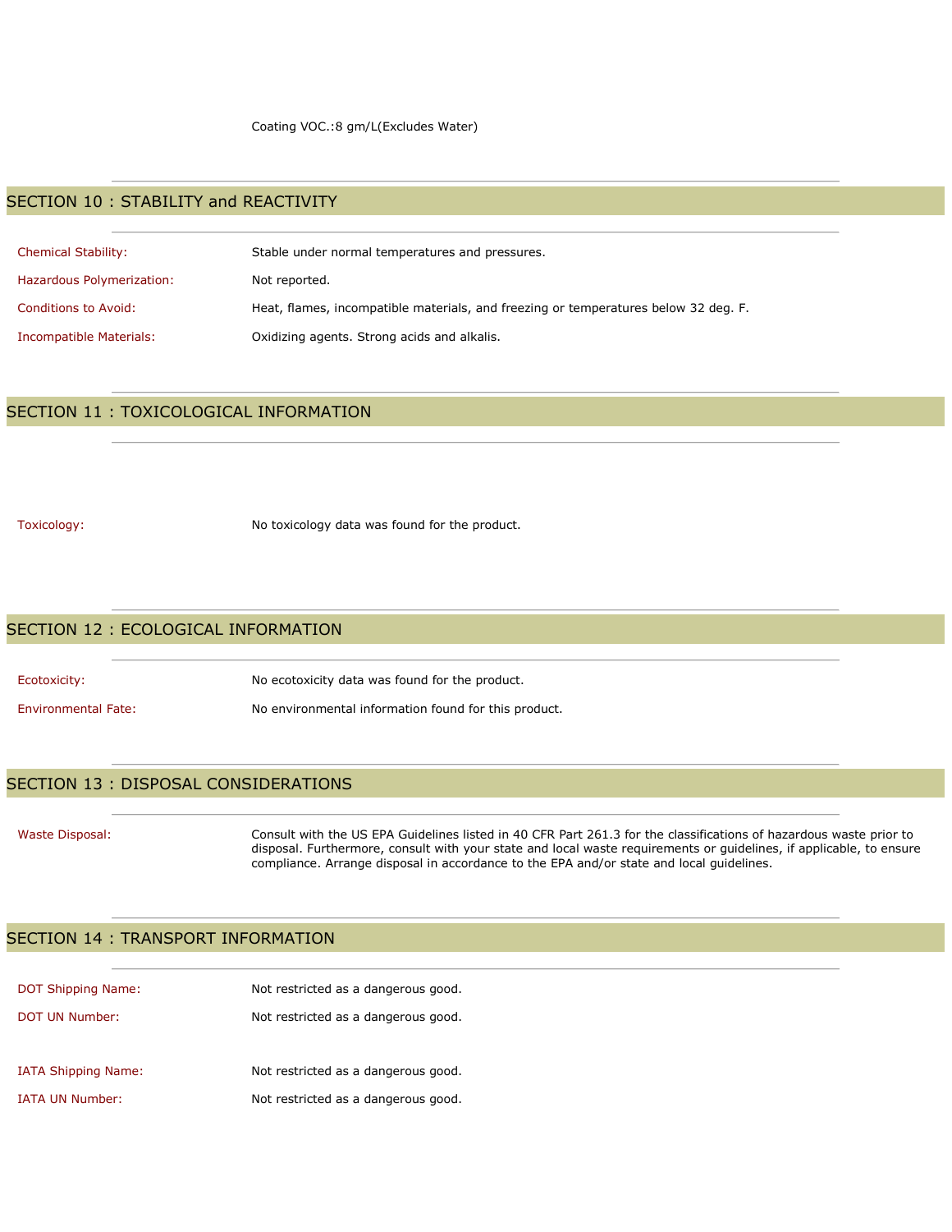Coating VOC.:8 gm/L(Excludes Water)

## SECTION 10 : STABILITY and REACTIVITY

**Chemical Stability:** Stable under normal temperatures and pressures.

**Hazardous Polymerization:** Not reported.

**Conditions to Avoid:** Heat, flames, incompatible materials, and freezing or temperatures below 32 deg. F.

**Incompatible Materials:** Oxidizing agents. Strong acids and alkalis.

## SECTION 11 : TOXICOLOGICAL INFORMATION

**Toxicology:** No toxicology data was found for the product.

## SECTION 12 : ECOLOGICAL INFORMATION

**Ecotoxicity:** No ecotoxicity data was found for the product.

**Environmental Fate:** No environmental information found for this product.

## SECTION 13 : DISPOSAL CONSIDERATIONS

**Waste Disposal:** Consult with the US EPA Guidelines listed in 40 CFR Part 261.3 for the classifications of hazardous waste prior to disposal. Furthermore, consult with your state and local waste requirements or guidelines, if applicable, to ensure compliance. Arrange disposal in accordance to the EPA and/or state and local guidelines.

## SECTION 14 : TRANSPORT INFORMATION

**DOT Shipping Name:** Not restricted as a dangerous good.

**DOT UN Number:** Not restricted as a dangerous good.

**IATA Shipping Name:** Not restricted as a dangerous good.

**IATA UN Number:** Not restricted as a dangerous good.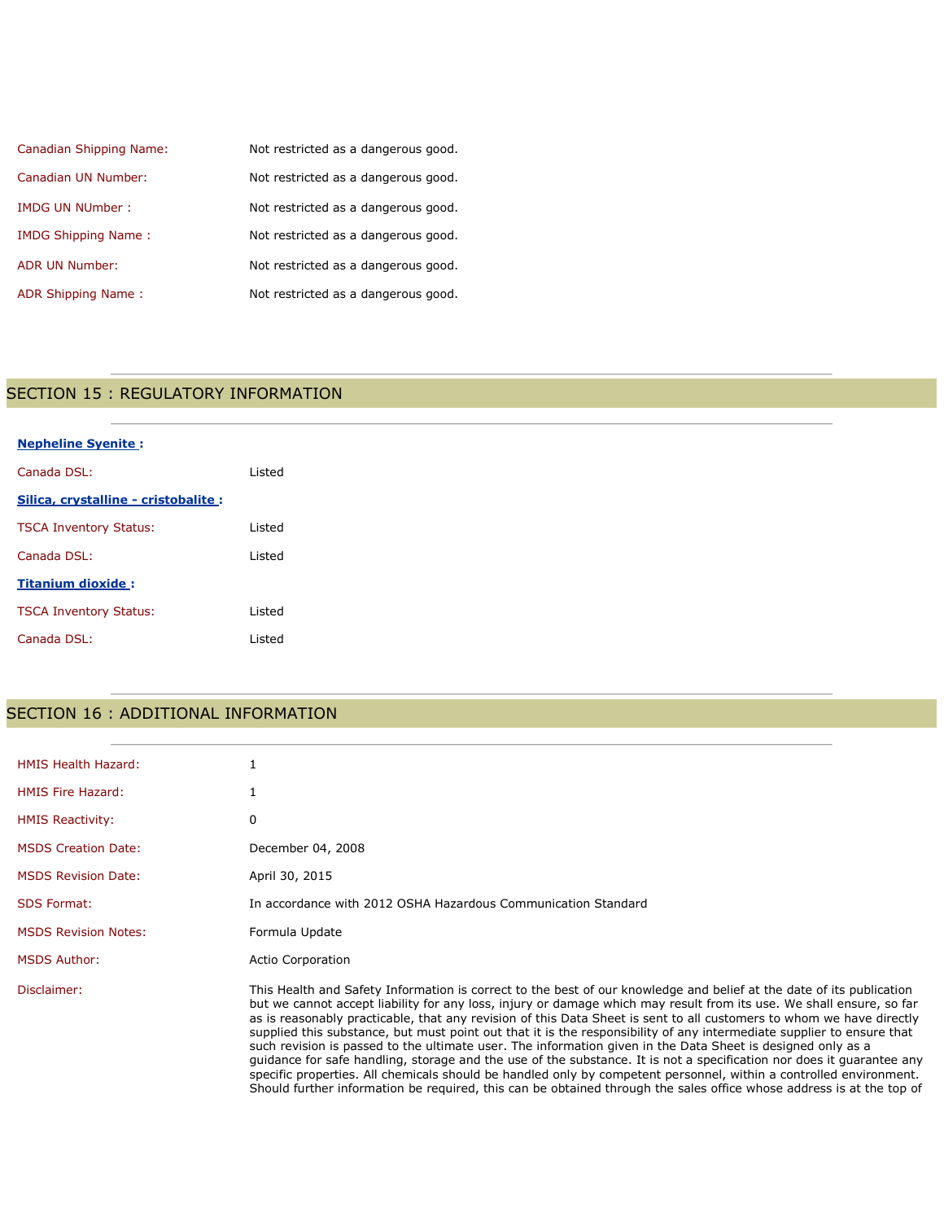| | |
|---|---|
| Canadian Shipping Name: | Not restricted as a dangerous good. |
| Canadian UN Number: | Not restricted as a dangerous good. |
| IMDG UN NUmber : | Not restricted as a dangerous good. |
| IMDG Shipping Name : | Not restricted as a dangerous good. |
| ADR UN Number: | Not restricted as a dangerous good. |
| ADR Shipping Name : | Not restricted as a dangerous good. |

## SECTION 15 : REGULATORY INFORMATION

**Nepheline Syenite :**

| | |
|---|---|
| Canada DSL: | Listed |

**Silica, crystalline - cristobalite :**

| | |
|---|---|
| TSCA Inventory Status: | Listed |
| Canada DSL: | Listed |

**Titanium dioxide :**

| | |
|---|---|
| TSCA Inventory Status: | Listed |
| Canada DSL: | Listed |

## SECTION 16 : ADDITIONAL INFORMATION

| | |
|---|---|
| HMIS Health Hazard: | 1 |
| HMIS Fire Hazard: | 1 |
| HMIS Reactivity: | 0 |
| MSDS Creation Date: | December 04, 2008 |
| MSDS Revision Date: | April 30, 2015 |
| SDS Format: | In accordance with 2012 OSHA Hazardous Communication Standard |
| MSDS Revision Notes: | Formula Update |
| MSDS Author: | Actio Corporation |
| Disclaimer: | This Health and Safety Information is correct to the best of our knowledge and belief at the date of its publication but we cannot accept liability for any loss, injury or damage which may result from its use. We shall ensure, so far as is reasonably practicable, that any revision of this Data Sheet is sent to all customers to whom we have directly supplied this substance, but must point out that it is the responsibility of any intermediate supplier to ensure that such revision is passed to the ultimate user. The information given in the Data Sheet is designed only as a guidance for safe handling, storage and the use of the substance. It is not a specification nor does it guarantee any specific properties. All chemicals should be handled only by competent personnel, within a controlled environment. Should further information be required, this can be obtained through the sales office whose address is at the top of |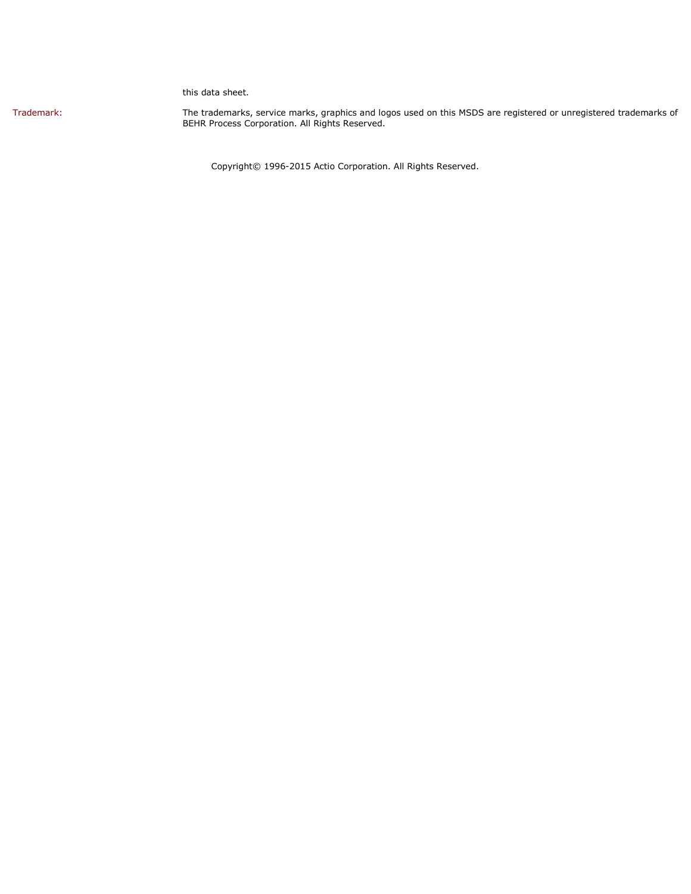this data sheet.

Trademark: The trademarks, service marks, graphics and logos used on this MSDS are registered or unregistered trademarks of BEHR Process Corporation. All Rights Reserved.

Copyright© 1996-2015 Actio Corporation. All Rights Reserved.